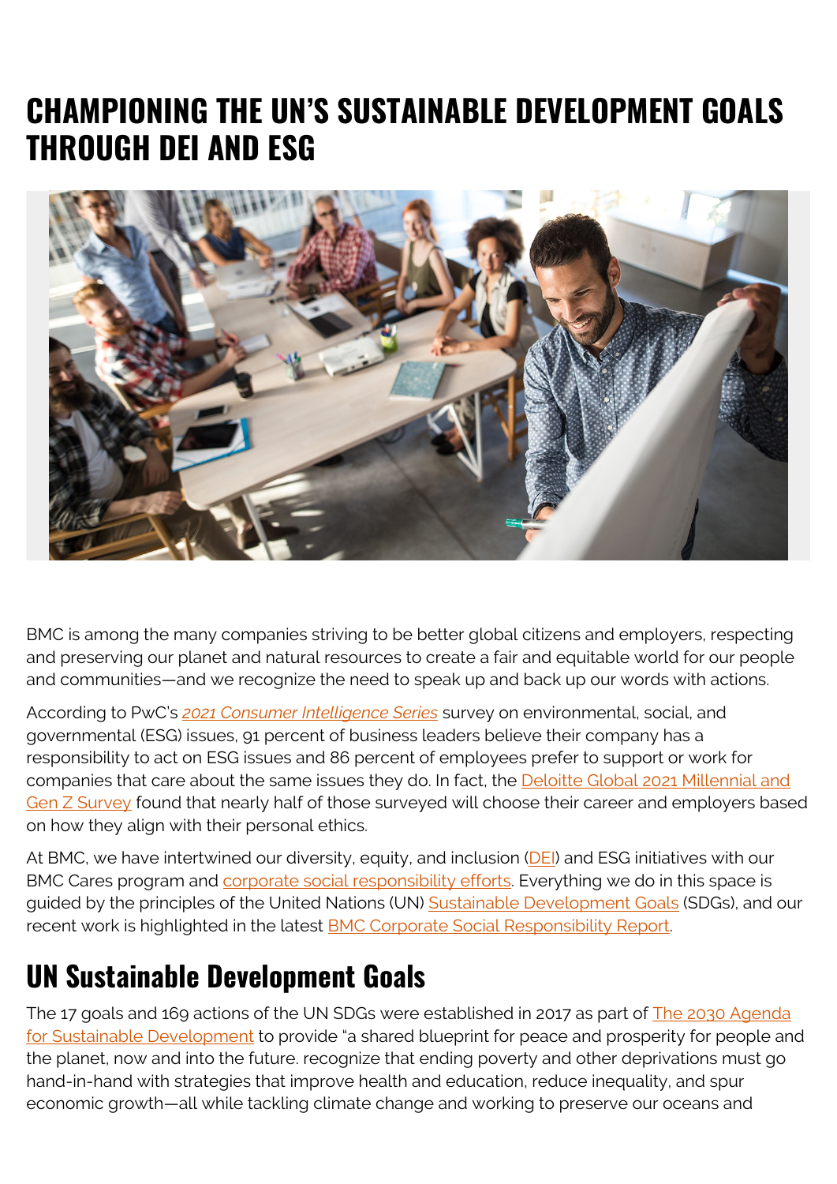# CHAMPIONING THE UN'S SUSTAINABLE DEVELOPMENT GOALS THROUGH DEI AND ESG

BMC is among the many companies striving to be better global citizens and employers, respecting and preserving our planet and natural resources to create a fair and equitable world for our people and communities—and we recognize the need to speak up and back up our words with actions.

According to PwC's *2021 Consumer Intelligence Series* survey on environmental, social, and governmental (ESG) issues, 91 percent of business leaders believe their company has a responsibility to act on ESG issues and 86 percent of employees prefer to support or work for companies that care about the same issues they do. In fact, the Deloitte Global 2021 Millennial and Gen Z Survey found that nearly half of those surveyed will choose their career and employers based on how they align with their personal ethics.

At BMC, we have intertwined our diversity, equity, and inclusion (DEI) and ESG initiatives with our BMC Cares program and corporate social responsibility efforts. Everything we do in this space is guided by the principles of the United Nations (UN) Sustainable Development Goals (SDGs), and our recent work is highlighted in the latest BMC Corporate Social Responsibility Report.

## UN Sustainable Development Goals

The 17 goals and 169 actions of the UN SDGs were established in 2017 as part of The 2030 Agenda for Sustainable Development to provide "a shared blueprint for peace and prosperity for people and the planet, now and into the future. recognize that ending poverty and other deprivations must go hand-in-hand with strategies that improve health and education, reduce inequality, and spur economic growth—all while tackling climate change and working to preserve our oceans and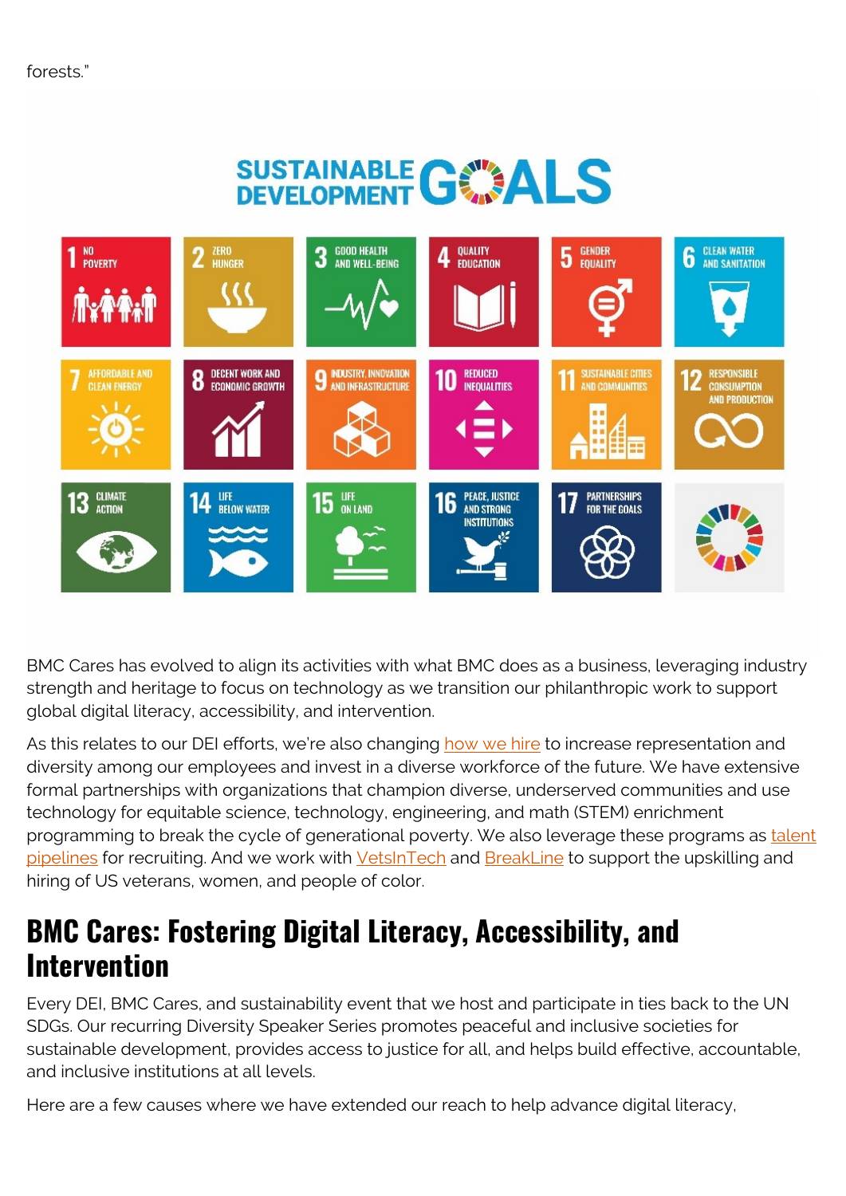forests."

BMC Cares has evolved to align its activities with what BMC does as a business, leveraging industry strength and heritage to focus on technology as we transition our philanthropic work to support global digital literacy, accessibility, and intervention.

As this relates to our DEI efforts, we're also changing how we hire to increase representation and diversity among our employees and invest in a diverse workforce of the future. We have extensive formal partnerships with organizations that champion diverse, underserved communities and use technology for equitable science, technology, engineering, and math (STEM) enrichment programming to break the cycle of generational poverty. We also leverage these programs as talent pipelines for recruiting. And we work with VetsInTech and BreakLine to support the upskilling and hiring of US veterans, women, and people of color.

## BMC Cares: Fostering Digital Literacy, Accessibility, and Intervention

Every DEI, BMC Cares, and sustainability event that we host and participate in ties back to the UN SDGs. Our recurring Diversity Speaker Series promotes peaceful and inclusive societies for sustainable development, provides access to justice for all, and helps build effective, accountable, and inclusive institutions at all levels.

Here are a few causes where we have extended our reach to help advance digital literacy,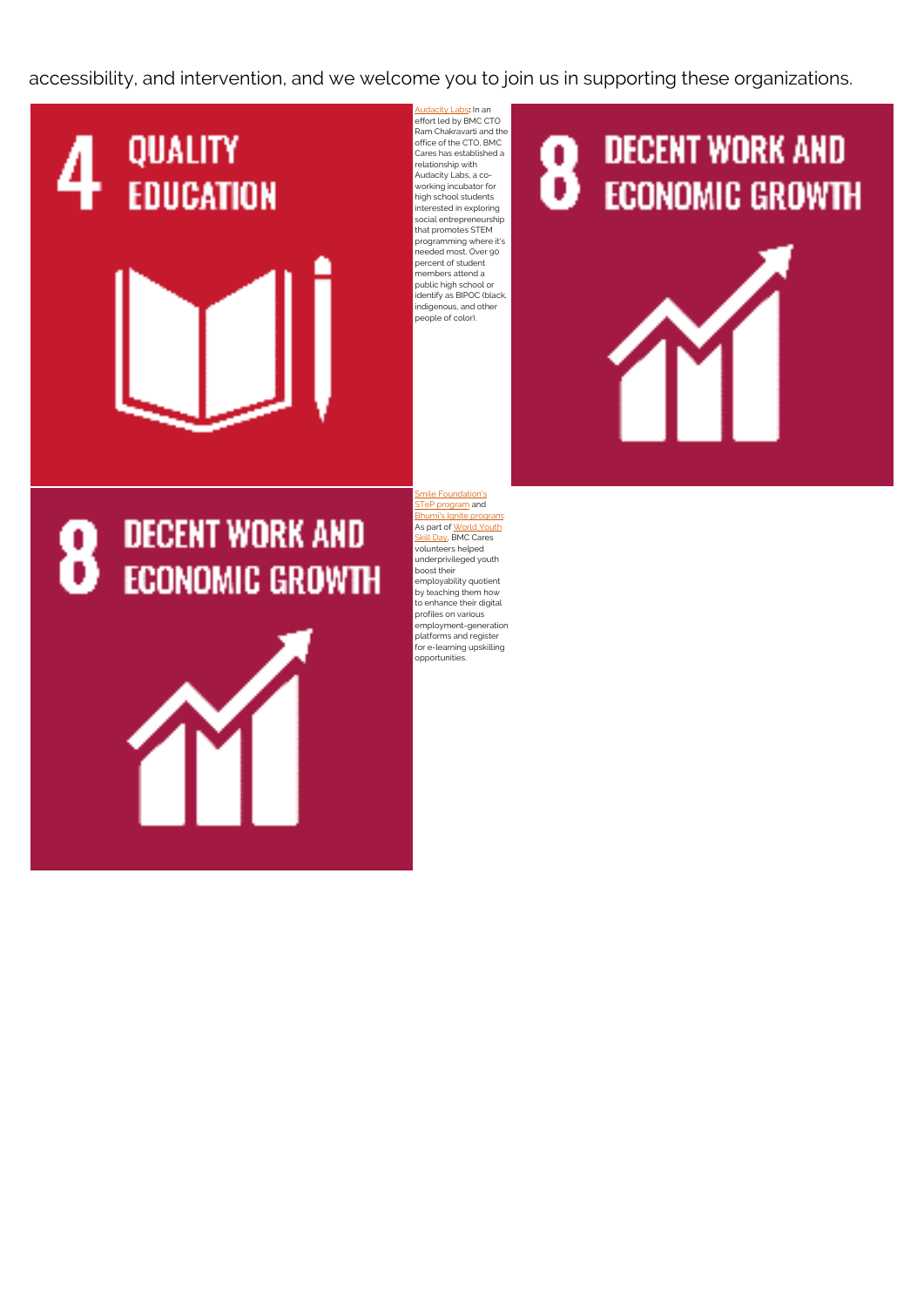accessibility, and intervention, and we welcome you to join us in supporting these organizations.

4 QUALITY EDUCATION

Audacity Labs: In an effort led by BMC CTO Ram Chakravarti and the office of the CTO, BMC Cares has established a relationship with Audacity Labs, a co-working incubator for high school students interested in exploring social entrepreneurship that promotes STEM programming where it's needed most. Over 90 percent of student members attend a public high school or identify as BIPOC (black, indigenous, and other people of color).

8 DECENT WORK AND ECONOMIC GROWTH

8 DECENT WORK AND ECONOMIC GROWTH

Smile Foundation's STeP program and Bhumi's Ignite program: As part of World Youth Skill Day, BMC Cares volunteers helped underprivileged youth boost their employability quotient by teaching them how to enhance their digital profiles on various employment-generation platforms and register for e-learning upskilling opportunities.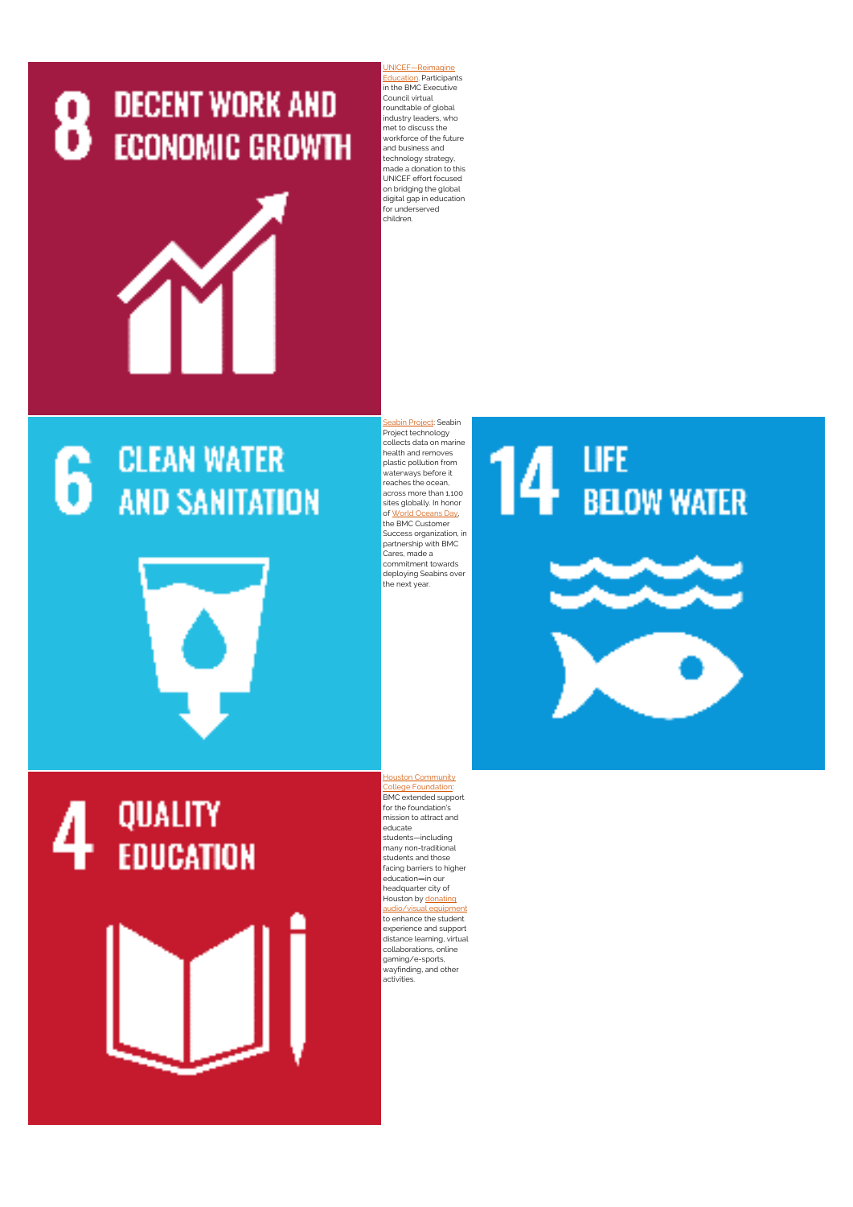# 8 DECENT WORK AND ECONOMIC GROWTH

UNICEF—Reimagine Education. Participants in the BMC Executive Council virtual roundtable of global industry leaders, who met to discuss the workforce of the future and business and technology strategy, made a donation to this UNICEF effort focused on bridging the global digital gap in education for underserved children.

# 6 CLEAN WATER AND SANITATION

Seabin Project: Seabin Project technology collects data on marine health and removes plastic pollution from waterways before it reaches the ocean, across more than 1,100 sites globally. In honor of World Oceans Day, the BMC Customer Success organization, in partnership with BMC Cares, made a commitment towards deploying Seabins over the next year.

# 14 LIFE BELOW WATER

# 4 QUALITY EDUCATION

Houston Community College Foundation: BMC extended support for the foundation's mission to attract and educate students—including many non-traditional students and those facing barriers to higher education—in our headquarter city of Houston by donating audio/visual equipment to enhance the student experience and support distance learning, virtual collaborations, online gaming/e-sports, wayfinding, and other activities.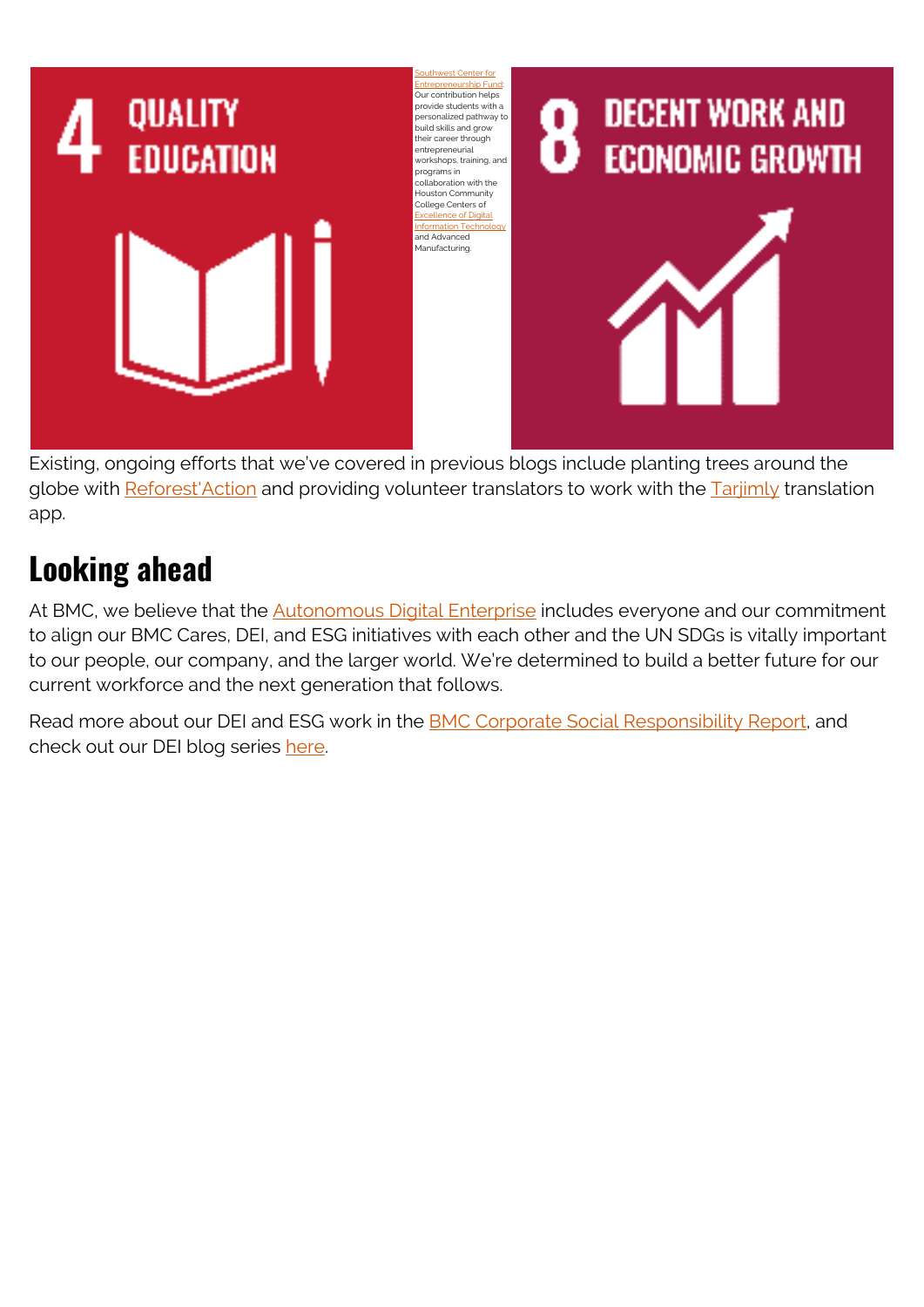Southwest Center for Entrepreneurship Fund: Our contribution helps provide students with a personalized pathway to build skills and grow their career through entrepreneurial workshops, training, and programs in collaboration with the Houston Community College Centers of Excellence of Digital Information Technology and Advanced Manufacturing.

Existing, ongoing efforts that we've covered in previous blogs include planting trees around the globe with Reforest'Action and providing volunteer translators to work with the Tarjimly translation app.

## Looking ahead

At BMC, we believe that the Autonomous Digital Enterprise includes everyone and our commitment to align our BMC Cares, DEI, and ESG initiatives with each other and the UN SDGs is vitally important to our people, our company, and the larger world. We're determined to build a better future for our current workforce and the next generation that follows.

Read more about our DEI and ESG work in the BMC Corporate Social Responsibility Report, and check out our DEI blog series here.